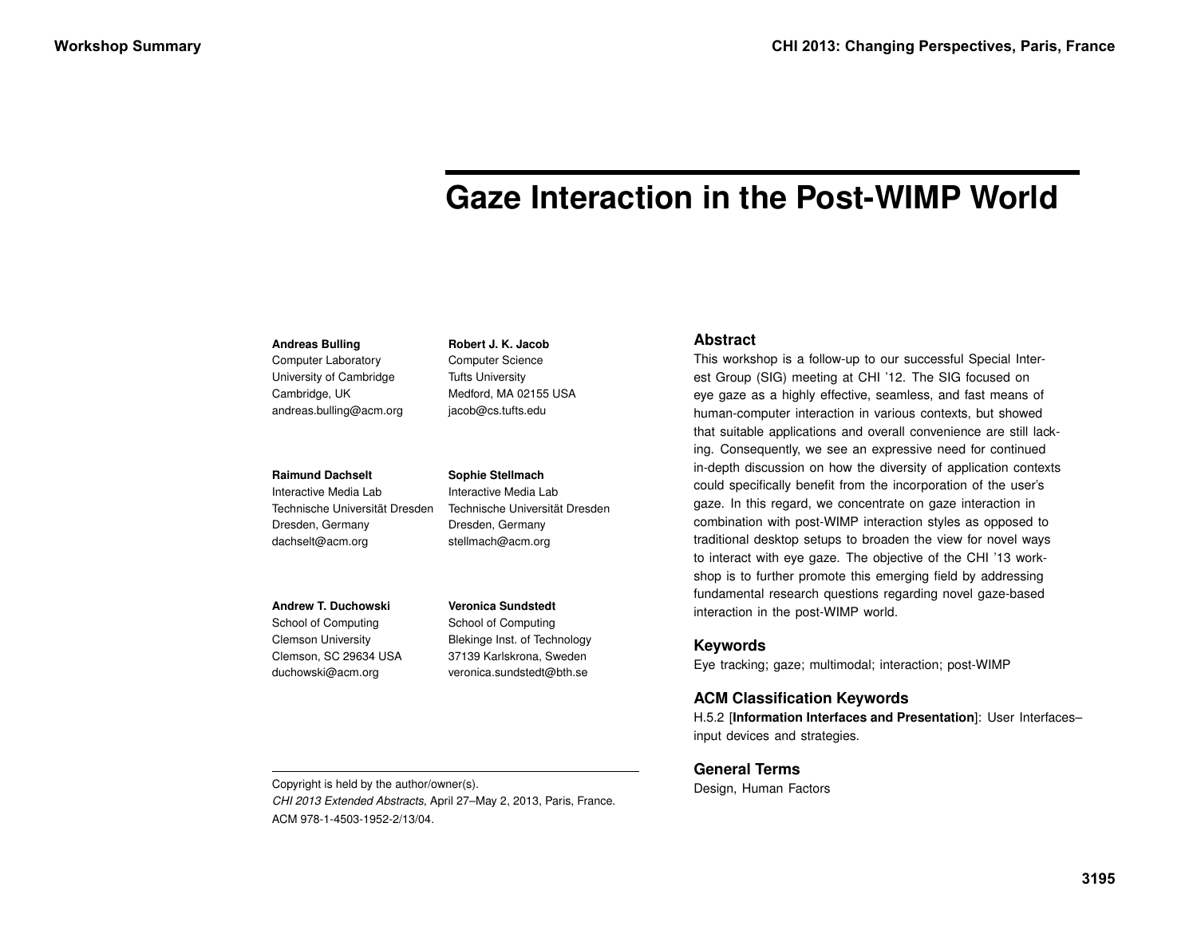# Gaze Interaction in the Post-WIMP World

**Andreas Bulling**
Computer Laboratory
University of Cambridge
Cambridge, UK
andreas.bulling@acm.org

**Robert J. K. Jacob**
Computer Science
Tufts University
Medford, MA 02155 USA
jacob@cs.tufts.edu

**Raimund Dachselt**
Interactive Media Lab
Technische Universität Dresden
Dresden, Germany
dachselt@acm.org

**Sophie Stellmach**
Interactive Media Lab
Technische Universität Dresden
Dresden, Germany
stellmach@acm.org

**Andrew T. Duchowski**
School of Computing
Clemson University
Clemson, SC 29634 USA
duchowski@acm.org

**Veronica Sundstedt**
School of Computing
Blekinge Inst. of Technology
37139 Karlskrona, Sweden
veronica.sundstedt@bth.se

Copyright is held by the author/owner(s).
*CHI 2013 Extended Abstracts*, April 27–May 2, 2013, Paris, France.
ACM 978-1-4503-1952-2/13/04.

## Abstract

This workshop is a follow-up to our successful Special Interest Group (SIG) meeting at CHI '12. The SIG focused on eye gaze as a highly effective, seamless, and fast means of human-computer interaction in various contexts, but showed that suitable applications and overall convenience are still lacking. Consequently, we see an expressive need for continued in-depth discussion on how the diversity of application contexts could specifically benefit from the incorporation of the user's gaze. In this regard, we concentrate on gaze interaction in combination with post-WIMP interaction styles as opposed to traditional desktop setups to broaden the view for novel ways to interact with eye gaze. The objective of the CHI '13 workshop is to further promote this emerging field by addressing fundamental research questions regarding novel gaze-based interaction in the post-WIMP world.

## Keywords

Eye tracking; gaze; multimodal; interaction; post-WIMP

## ACM Classification Keywords

H.5.2 [**Information Interfaces and Presentation**]: User Interfaces–input devices and strategies.

## General Terms

Design, Human Factors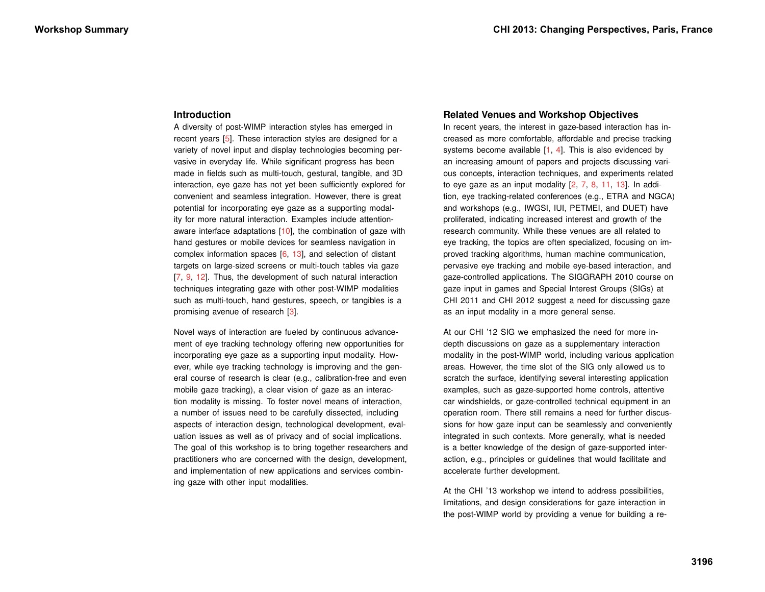## Introduction

A diversity of post-WIMP interaction styles has emerged in recent years [5]. These interaction styles are designed for a variety of novel input and display technologies becoming pervasive in everyday life. While significant progress has been made in fields such as multi-touch, gestural, tangible, and 3D interaction, eye gaze has not yet been sufficiently explored for convenient and seamless integration. However, there is great potential for incorporating eye gaze as a supporting modality for more natural interaction. Examples include attention-aware interface adaptations [10], the combination of gaze with hand gestures or mobile devices for seamless navigation in complex information spaces [6, 13], and selection of distant targets on large-sized screens or multi-touch tables via gaze [7, 9, 12]. Thus, the development of such natural interaction techniques integrating gaze with other post-WIMP modalities such as multi-touch, hand gestures, speech, or tangibles is a promising avenue of research [3].

Novel ways of interaction are fueled by continuous advancement of eye tracking technology offering new opportunities for incorporating eye gaze as a supporting input modality. However, while eye tracking technology is improving and the general course of research is clear (e.g., calibration-free and even mobile gaze tracking), a clear vision of gaze as an interaction modality is missing. To foster novel means of interaction, a number of issues need to be carefully dissected, including aspects of interaction design, technological development, evaluation issues as well as of privacy and of social implications. The goal of this workshop is to bring together researchers and practitioners who are concerned with the design, development, and implementation of new applications and services combining gaze with other input modalities.

## Related Venues and Workshop Objectives

In recent years, the interest in gaze-based interaction has increased as more comfortable, affordable and precise tracking systems become available [1, 4]. This is also evidenced by an increasing amount of papers and projects discussing various concepts, interaction techniques, and experiments related to eye gaze as an input modality [2, 7, 8, 11, 13]. In addition, eye tracking-related conferences (e.g., ETRA and NGCA) and workshops (e.g., IWGSI, IUI, PETMEI, and DUET) have proliferated, indicating increased interest and growth of the research community. While these venues are all related to eye tracking, the topics are often specialized, focusing on improved tracking algorithms, human machine communication, pervasive eye tracking and mobile eye-based interaction, and gaze-controlled applications. The SIGGRAPH 2010 course on gaze input in games and Special Interest Groups (SIGs) at CHI 2011 and CHI 2012 suggest a need for discussing gaze as an input modality in a more general sense.

At our CHI '12 SIG we emphasized the need for more in-depth discussions on gaze as a supplementary interaction modality in the post-WIMP world, including various application areas. However, the time slot of the SIG only allowed us to scratch the surface, identifying several interesting application examples, such as gaze-supported home controls, attentive car windshields, or gaze-controlled technical equipment in an operation room. There still remains a need for further discussions for how gaze input can be seamlessly and conveniently integrated in such contexts. More generally, what is needed is a better knowledge of the design of gaze-supported interaction, e.g., principles or guidelines that would facilitate and accelerate further development.

At the CHI '13 workshop we intend to address possibilities, limitations, and design considerations for gaze interaction in the post-WIMP world by providing a venue for building a re-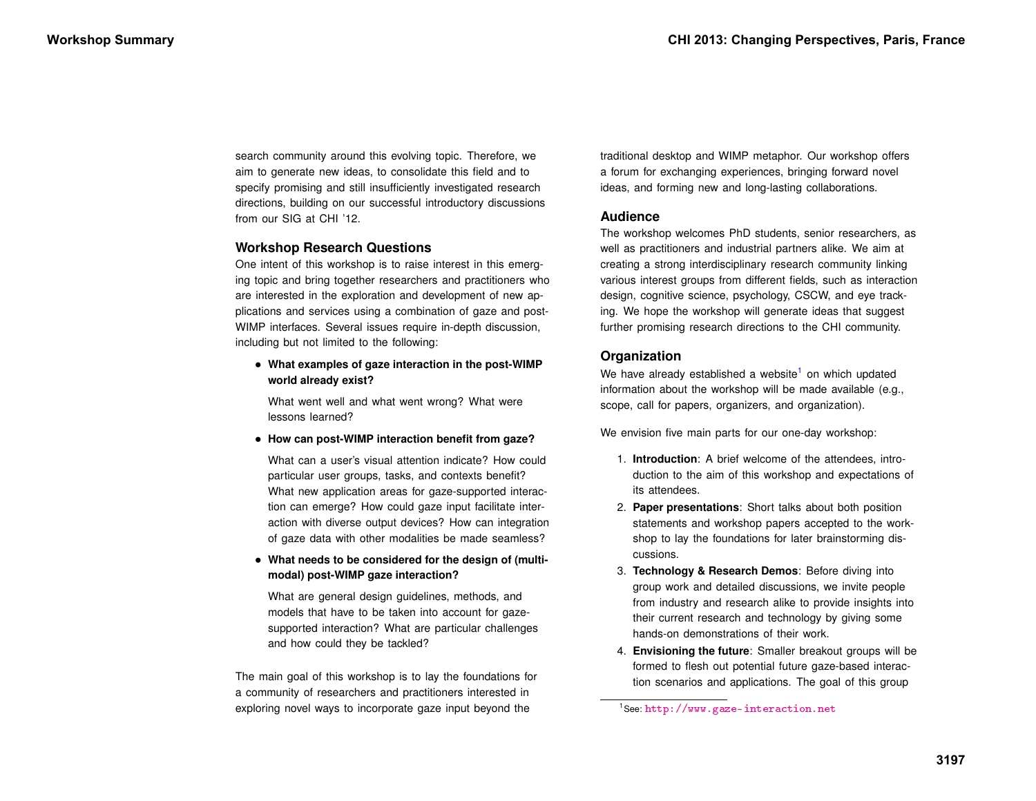search community around this evolving topic. Therefore, we aim to generate new ideas, to consolidate this field and to specify promising and still insufficiently investigated research directions, building on our successful introductory discussions from our SIG at CHI '12.

### Workshop Research Questions

One intent of this workshop is to raise interest in this emerging topic and bring together researchers and practitioners who are interested in the exploration and development of new applications and services using a combination of gaze and post-WIMP interfaces. Several issues require in-depth discussion, including but not limited to the following:

- **What examples of gaze interaction in the post-WIMP world already exist?**

  What went well and what went wrong? What were lessons learned?

- **How can post-WIMP interaction benefit from gaze?**

  What can a user's visual attention indicate? How could particular user groups, tasks, and contexts benefit? What new application areas for gaze-supported interaction can emerge? How could gaze input facilitate interaction with diverse output devices? How can integration of gaze data with other modalities be made seamless?

- **What needs to be considered for the design of (multimodal) post-WIMP gaze interaction?**

  What are general design guidelines, methods, and models that have to be taken into account for gaze-supported interaction? What are particular challenges and how could they be tackled?

The main goal of this workshop is to lay the foundations for a community of researchers and practitioners interested in exploring novel ways to incorporate gaze input beyond the traditional desktop and WIMP metaphor. Our workshop offers a forum for exchanging experiences, bringing forward novel ideas, and forming new and long-lasting collaborations.

### Audience

The workshop welcomes PhD students, senior researchers, as well as practitioners and industrial partners alike. We aim at creating a strong interdisciplinary research community linking various interest groups from different fields, such as interaction design, cognitive science, psychology, CSCW, and eye tracking. We hope the workshop will generate ideas that suggest further promising research directions to the CHI community.

### Organization

We have already established a website[1] on which updated information about the workshop will be made available (e.g., scope, call for papers, organizers, and organization).

We envision five main parts for our one-day workshop:

1. **Introduction**: A brief welcome of the attendees, introduction to the aim of this workshop and expectations of its attendees.
2. **Paper presentations**: Short talks about both position statements and workshop papers accepted to the workshop to lay the foundations for later brainstorming discussions.
3. **Technology & Research Demos**: Before diving into group work and detailed discussions, we invite people from industry and research alike to provide insights into their current research and technology by giving some hands-on demonstrations of their work.
4. **Envisioning the future**: Smaller breakout groups will be formed to flesh out potential future gaze-based interaction scenarios and applications. The goal of this group

[1] See: http://www.gaze-interaction.net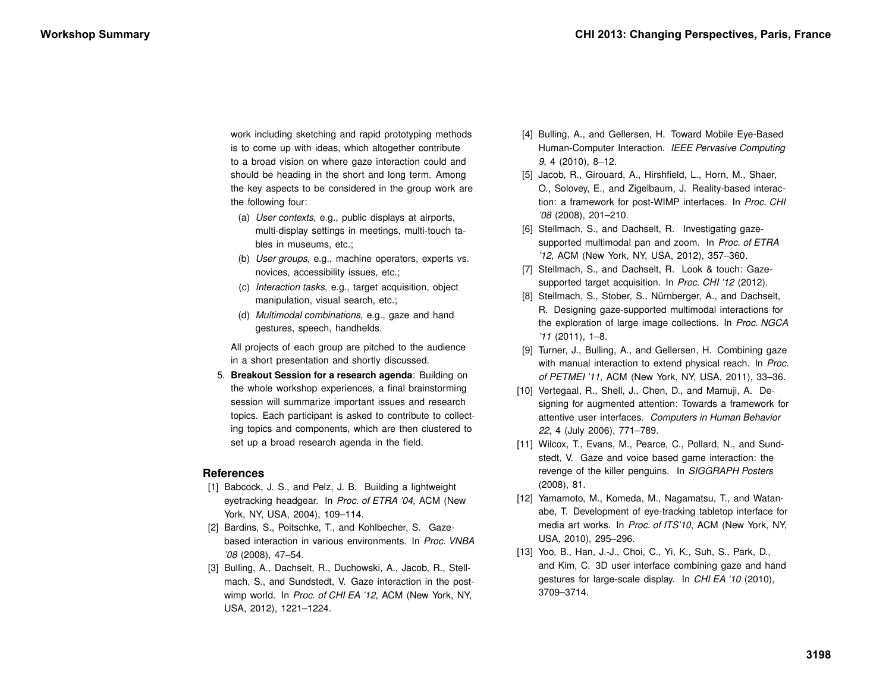work including sketching and rapid prototyping methods is to come up with ideas, which altogether contribute to a broad vision on where gaze interaction could and should be heading in the short and long term. Among the key aspects to be considered in the group work are the following four:

(a) *User contexts*, e.g., public displays at airports, multi-display settings in meetings, multi-touch tables in museums, etc.;

(b) *User groups*, e.g., machine operators, experts vs. novices, accessibility issues, etc.;

(c) *Interaction tasks*, e.g., target acquisition, object manipulation, visual search, etc.;

(d) *Multimodal combinations*, e.g., gaze and hand gestures, speech, handhelds.

All projects of each group are pitched to the audience in a short presentation and shortly discussed.

5. **Breakout Session for a research agenda**: Building on the whole workshop experiences, a final brainstorming session will summarize important issues and research topics. Each participant is asked to contribute to collecting topics and components, which are then clustered to set up a broad research agenda in the field.

## References

[1] Babcock, J. S., and Pelz, J. B. Building a lightweight eyetracking headgear. In *Proc. of ETRA '04*, ACM (New York, NY, USA, 2004), 109–114.

[2] Bardins, S., Poitschke, T., and Kohlbecher, S. Gaze-based interaction in various environments. In *Proc. VNBA '08* (2008), 47–54.

[3] Bulling, A., Dachselt, R., Duchowski, A., Jacob, R., Stellmach, S., and Sundstedt, V. Gaze interaction in the post-wimp world. In *Proc. of CHI EA '12*, ACM (New York, NY, USA, 2012), 1221–1224.

[4] Bulling, A., and Gellersen, H. Toward Mobile Eye-Based Human-Computer Interaction. *IEEE Pervasive Computing 9*, 4 (2010), 8–12.

[5] Jacob, R., Girouard, A., Hirshfield, L., Horn, M., Shaer, O., Solovey, E., and Zigelbaum, J. Reality-based interaction: a framework for post-WIMP interfaces. In *Proc. CHI '08* (2008), 201–210.

[6] Stellmach, S., and Dachselt, R. Investigating gaze-supported multimodal pan and zoom. In *Proc. of ETRA '12*, ACM (New York, NY, USA, 2012), 357–360.

[7] Stellmach, S., and Dachselt, R. Look & touch: Gaze-supported target acquisition. In *Proc. CHI '12* (2012).

[8] Stellmach, S., Stober, S., Nürnberger, A., and Dachselt, R. Designing gaze-supported multimodal interactions for the exploration of large image collections. In *Proc. NGCA '11* (2011), 1–8.

[9] Turner, J., Bulling, A., and Gellersen, H. Combining gaze with manual interaction to extend physical reach. In *Proc. of PETMEI '11*, ACM (New York, NY, USA, 2011), 33–36.

[10] Vertegaal, R., Shell, J., Chen, D., and Mamuji, A. Designing for augmented attention: Towards a framework for attentive user interfaces. *Computers in Human Behavior 22*, 4 (July 2006), 771–789.

[11] Wilcox, T., Evans, M., Pearce, C., Pollard, N., and Sundstedt, V. Gaze and voice based game interaction: the revenge of the killer penguins. In *SIGGRAPH Posters* (2008), 81.

[12] Yamamoto, M., Komeda, M., Nagamatsu, T., and Watanabe, T. Development of eye-tracking tabletop interface for media art works. In *Proc. of ITS'10*, ACM (New York, NY, USA, 2010), 295–296.

[13] Yoo, B., Han, J.-J., Choi, C., Yi, K., Suh, S., Park, D., and Kim, C. 3D user interface combining gaze and hand gestures for large-scale display. In *CHI EA '10* (2010), 3709–3714.